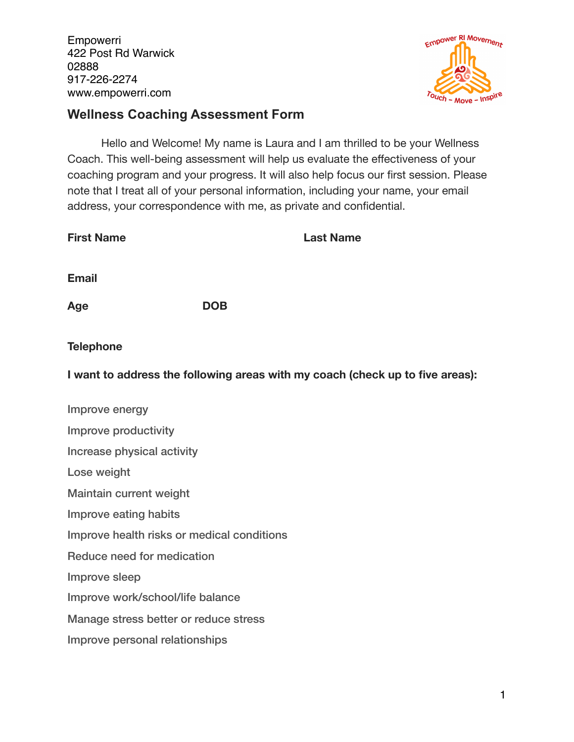Empowerri
422 Post Rd Warwick
02888
917-226-2274
www.empowerri.com

Empower RI Movement
Touch - Move - Inspire

## Wellness Coaching Assessment Form

Hello and Welcome! My name is Laura and I am thrilled to be your Wellness Coach. This well-being assessment will help us evaluate the effectiveness of your coaching program and your progress. It will also help focus our first session. Please note that I treat all of your personal information, including your name, your email address, your correspondence with me, as private and confidential.

**First Name** **Last Name**

**Email**

**Age** **DOB**

**Telephone**

**I want to address the following areas with my coach (check up to five areas):**

Improve energy

Improve productivity

Increase physical activity

Lose weight

Maintain current weight

Improve eating habits

Improve health risks or medical conditions

Reduce need for medication

Improve sleep

Improve work/school/life balance

Manage stress better or reduce stress

Improve personal relationships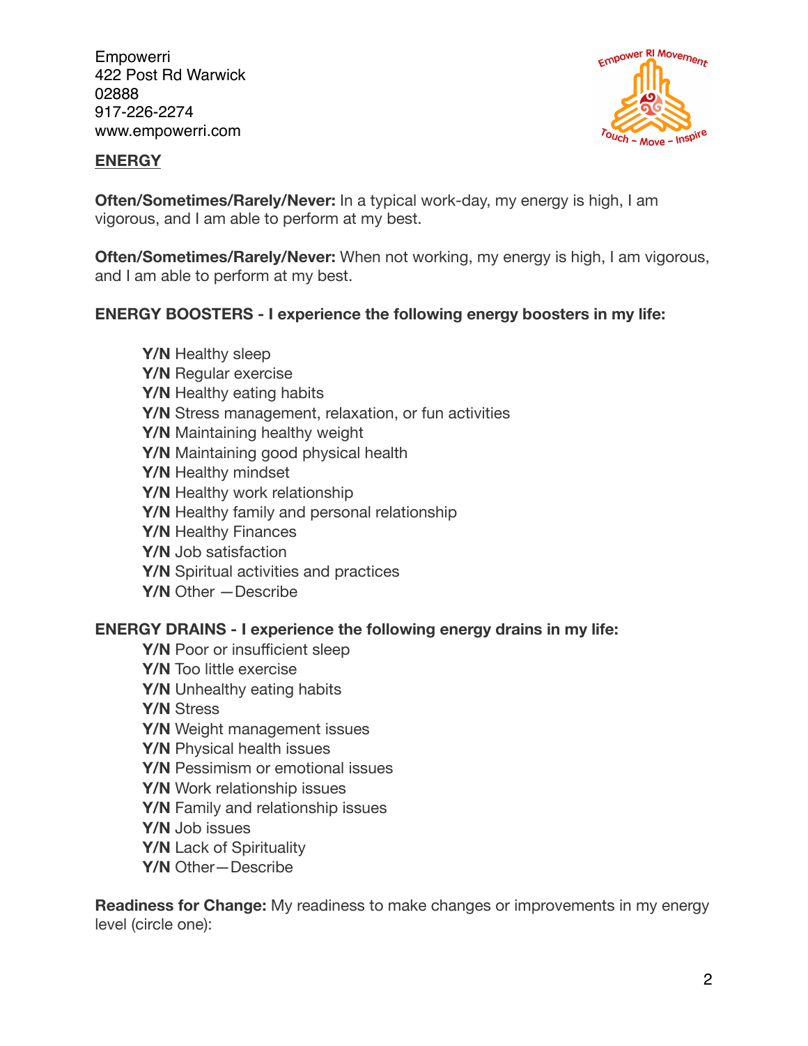Empowerri
422 Post Rd Warwick
02888
917-226-2274
www.empowerri.com

## ENERGY

**Often/Sometimes/Rarely/Never:** In a typical work-day, my energy is high, I am vigorous, and I am able to perform at my best.

**Often/Sometimes/Rarely/Never:** When not working, my energy is high, I am vigorous, and I am able to perform at my best.

**ENERGY BOOSTERS - I experience the following energy boosters in my life:**

- **Y/N** Healthy sleep
- **Y/N** Regular exercise
- **Y/N** Healthy eating habits
- **Y/N** Stress management, relaxation, or fun activities
- **Y/N** Maintaining healthy weight
- **Y/N** Maintaining good physical health
- **Y/N** Healthy mindset
- **Y/N** Healthy work relationship
- **Y/N** Healthy family and personal relationship
- **Y/N** Healthy Finances
- **Y/N** Job satisfaction
- **Y/N** Spiritual activities and practices
- **Y/N** Other —Describe

**ENERGY DRAINS - I experience the following energy drains in my life:**

- **Y/N** Poor or insufficient sleep
- **Y/N** Too little exercise
- **Y/N** Unhealthy eating habits
- **Y/N** Stress
- **Y/N** Weight management issues
- **Y/N** Physical health issues
- **Y/N** Pessimism or emotional issues
- **Y/N** Work relationship issues
- **Y/N** Family and relationship issues
- **Y/N** Job issues
- **Y/N** Lack of Spirituality
- **Y/N** Other—Describe

**Readiness for Change:** My readiness to make changes or improvements in my energy level (circle one):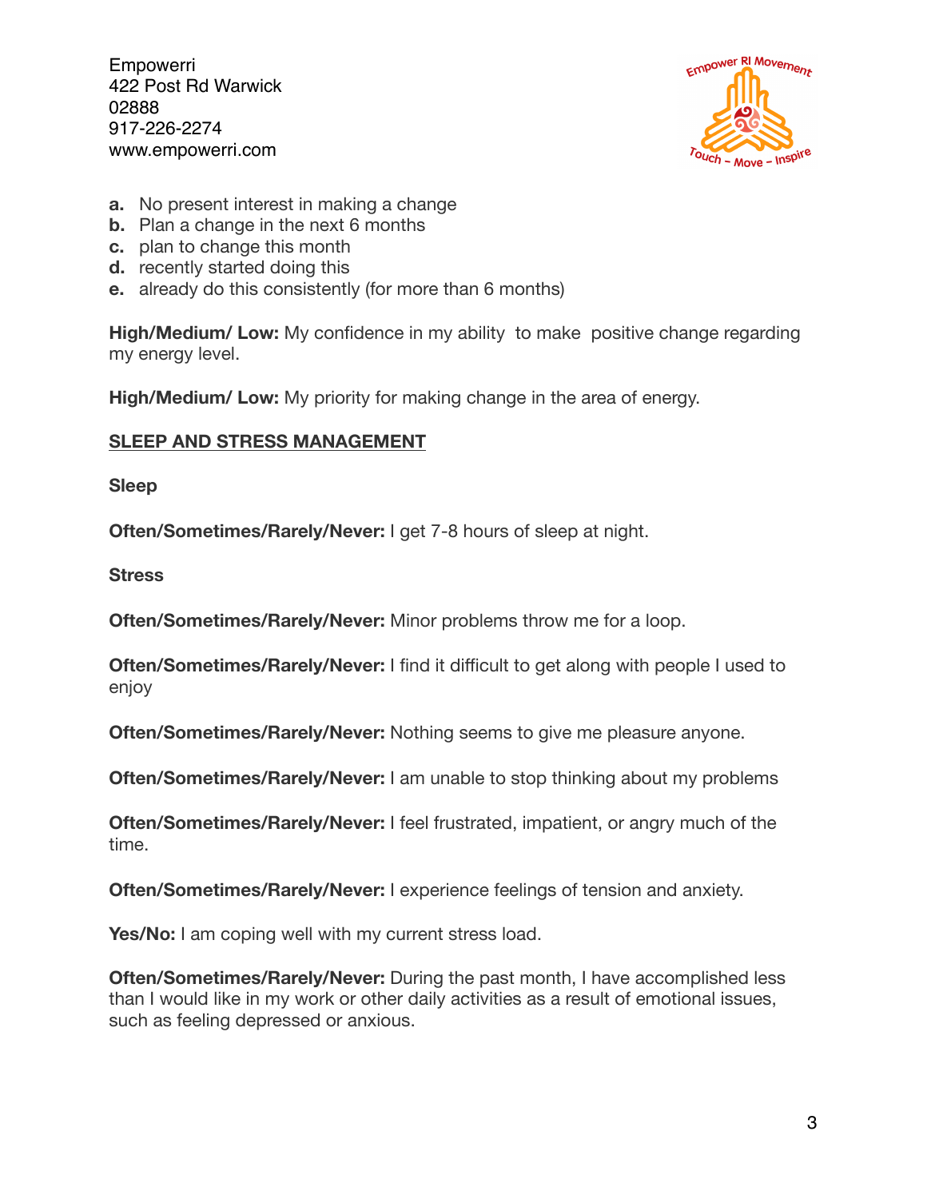Empowerri
422 Post Rd Warwick
02888
917-226-2274
www.empowerri.com

**a.** No present interest in making a change
**b.** Plan a change in the next 6 months
**c.** plan to change this month
**d.** recently started doing this
**e.** already do this consistently (for more than 6 months)

**High/Medium/ Low:** My confidence in my ability to make positive change regarding my energy level.

**High/Medium/ Low:** My priority for making change in the area of energy.

## SLEEP AND STRESS MANAGEMENT

### Sleep

**Often/Sometimes/Rarely/Never:** I get 7-8 hours of sleep at night.

### Stress

**Often/Sometimes/Rarely/Never:** Minor problems throw me for a loop.

**Often/Sometimes/Rarely/Never:** I find it difficult to get along with people I used to enjoy

**Often/Sometimes/Rarely/Never:** Nothing seems to give me pleasure anyone.

**Often/Sometimes/Rarely/Never:** I am unable to stop thinking about my problems

**Often/Sometimes/Rarely/Never:** I feel frustrated, impatient, or angry much of the time.

**Often/Sometimes/Rarely/Never:** I experience feelings of tension and anxiety.

**Yes/No:** I am coping well with my current stress load.

**Often/Sometimes/Rarely/Never:** During the past month, I have accomplished less than I would like in my work or other daily activities as a result of emotional issues, such as feeling depressed or anxious.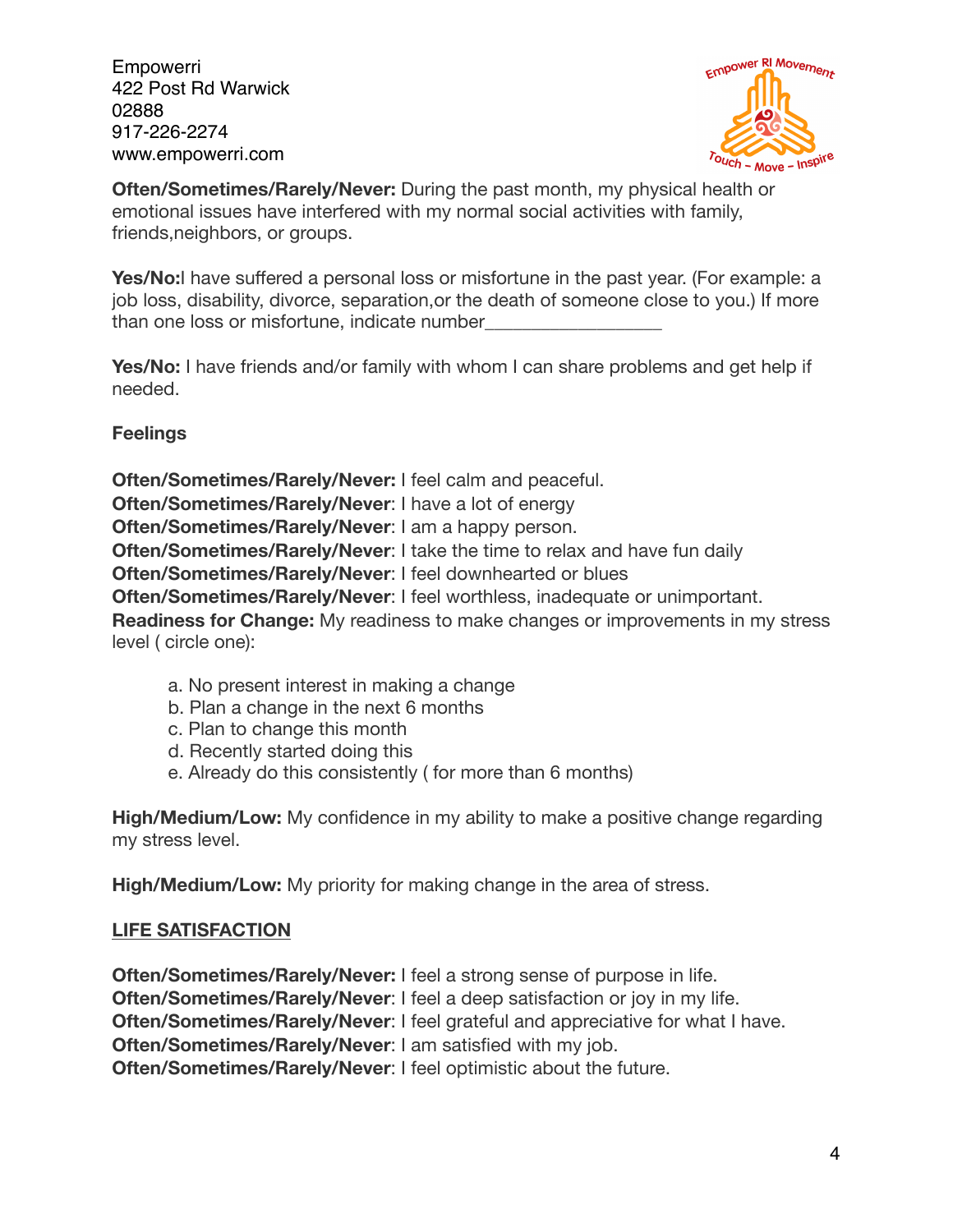Empowerri
422 Post Rd Warwick
02888
917-226-2274
www.empowerri.com

**Often/Sometimes/Rarely/Never:** During the past month, my physical health or emotional issues have interfered with my normal social activities with family, friends,neighbors, or groups.

**Yes/No:**I have suffered a personal loss or misfortune in the past year. (For example: a job loss, disability, divorce, separation,or the death of someone close to you.) If more than one loss or misfortune, indicate number__________________

**Yes/No:** I have friends and/or family with whom I can share problems and get help if needed.

**Feelings**

**Often/Sometimes/Rarely/Never:** I feel calm and peaceful.
**Often/Sometimes/Rarely/Never**: I have a lot of energy
**Often/Sometimes/Rarely/Never**: I am a happy person.
**Often/Sometimes/Rarely/Never**: I take the time to relax and have fun daily
**Often/Sometimes/Rarely/Never**: I feel downhearted or blues
**Often/Sometimes/Rarely/Never**: I feel worthless, inadequate or unimportant.
**Readiness for Change:** My readiness to make changes or improvements in my stress level ( circle one):

a. No present interest in making a change
b. Plan a change in the next 6 months
c. Plan to change this month
d. Recently started doing this
e. Already do this consistently ( for more than 6 months)

**High/Medium/Low:** My confidence in my ability to make a positive change regarding my stress level.

**High/Medium/Low:** My priority for making change in the area of stress.

## LIFE SATISFACTION

**Often/Sometimes/Rarely/Never:** I feel a strong sense of purpose in life.
**Often/Sometimes/Rarely/Never**: I feel a deep satisfaction or joy in my life.
**Often/Sometimes/Rarely/Never**: I feel grateful and appreciative for what I have.
**Often/Sometimes/Rarely/Never**: I am satisfied with my job.
**Often/Sometimes/Rarely/Never**: I feel optimistic about the future.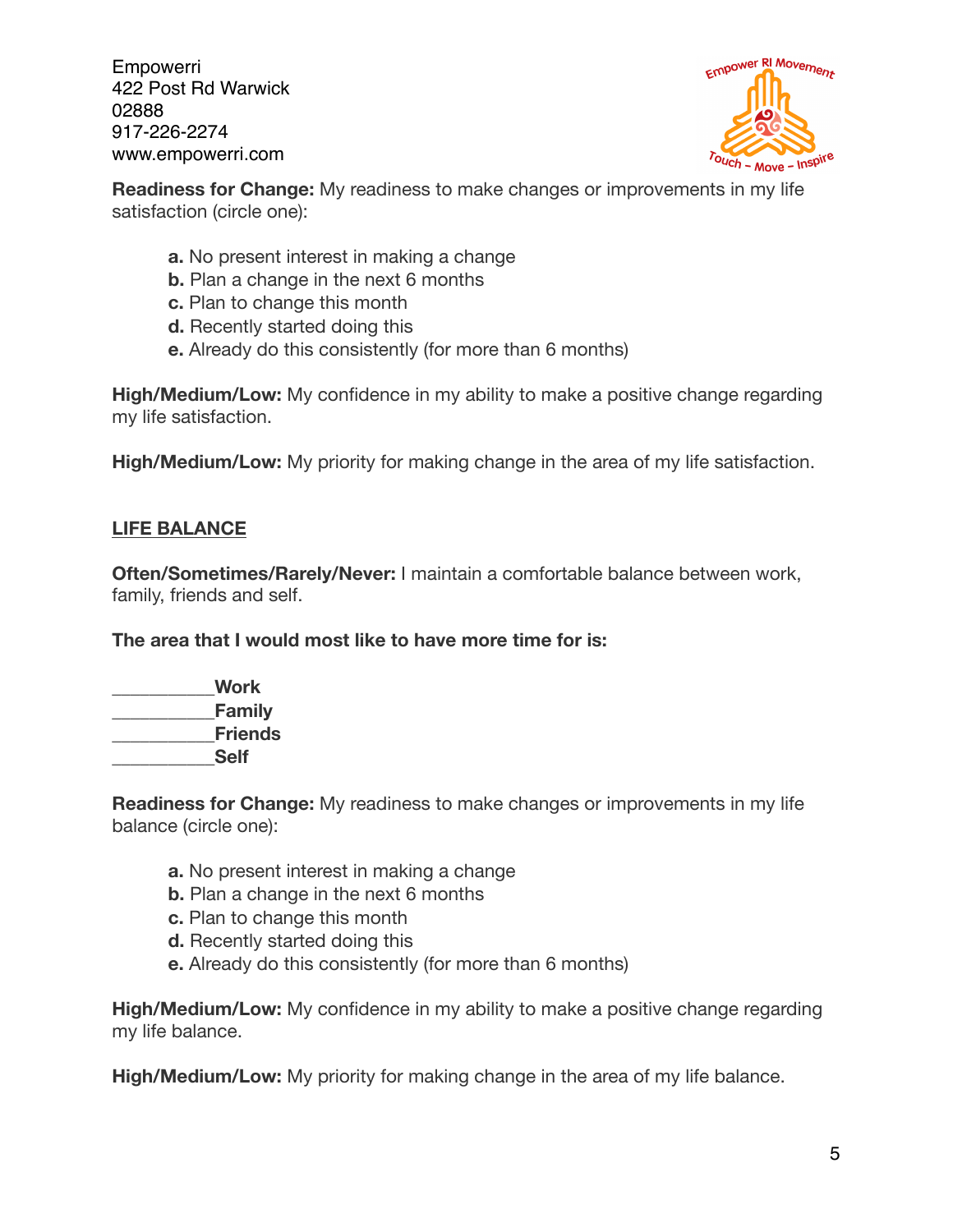Empowerri
422 Post Rd Warwick
02888
917-226-2274
www.empowerri.com

**Readiness for Change:** My readiness to make changes or improvements in my life satisfaction (circle one):

- **a.** No present interest in making a change
- **b.** Plan a change in the next 6 months
- **c.** Plan to change this month
- **d.** Recently started doing this
- **e.** Already do this consistently (for more than 6 months)

**High/Medium/Low:** My confidence in my ability to make a positive change regarding my life satisfaction.

**High/Medium/Low:** My priority for making change in the area of my life satisfaction.

## LIFE BALANCE

**Often/Sometimes/Rarely/Never:** I maintain a comfortable balance between work, family, friends and self.

**The area that I would most like to have more time for is:**

__________**Work**
__________**Family**
__________**Friends**
__________**Self**

**Readiness for Change:** My readiness to make changes or improvements in my life balance (circle one):

- **a.** No present interest in making a change
- **b.** Plan a change in the next 6 months
- **c.** Plan to change this month
- **d.** Recently started doing this
- **e.** Already do this consistently (for more than 6 months)

**High/Medium/Low:** My confidence in my ability to make a positive change regarding my life balance.

**High/Medium/Low:** My priority for making change in the area of my life balance.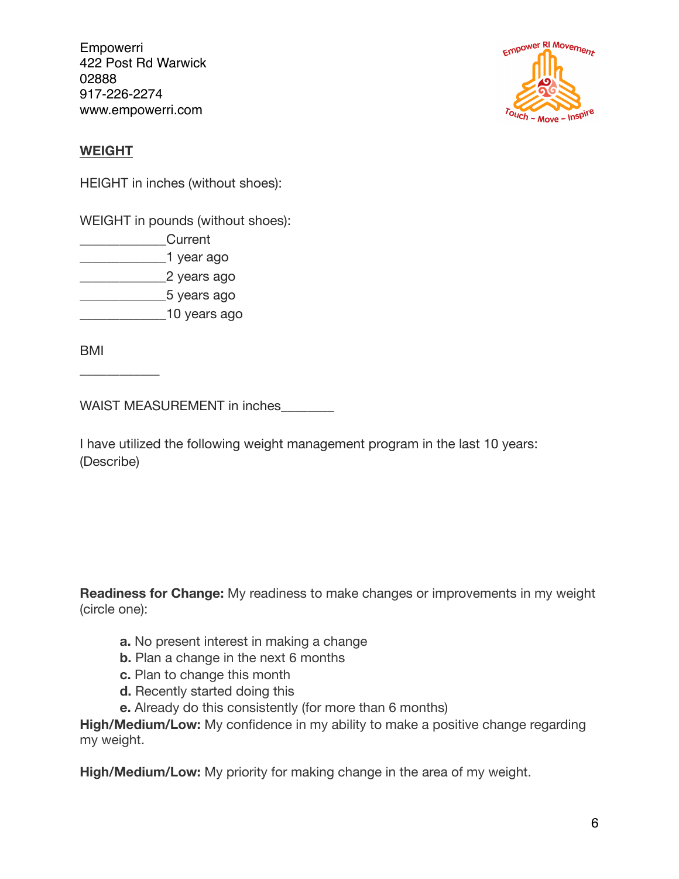Empowerri
422 Post Rd Warwick
02888
917-226-2274
www.empowerri.com

**WEIGHT**

HEIGHT in inches (without shoes):

WEIGHT in pounds (without shoes):
____________Current
____________1 year ago
____________2 years ago
____________5 years ago
____________10 years ago

BMI
___________

WAIST MEASUREMENT in inches_______

I have utilized the following weight management program in the last 10 years: (Describe)

**Readiness for Change:** My readiness to make changes or improvements in my weight (circle one):

- **a.** No present interest in making a change
- **b.** Plan a change in the next 6 months
- **c.** Plan to change this month
- **d.** Recently started doing this
- **e.** Already do this consistently (for more than 6 months)

**High/Medium/Low:** My confidence in my ability to make a positive change regarding my weight.

**High/Medium/Low:** My priority for making change in the area of my weight.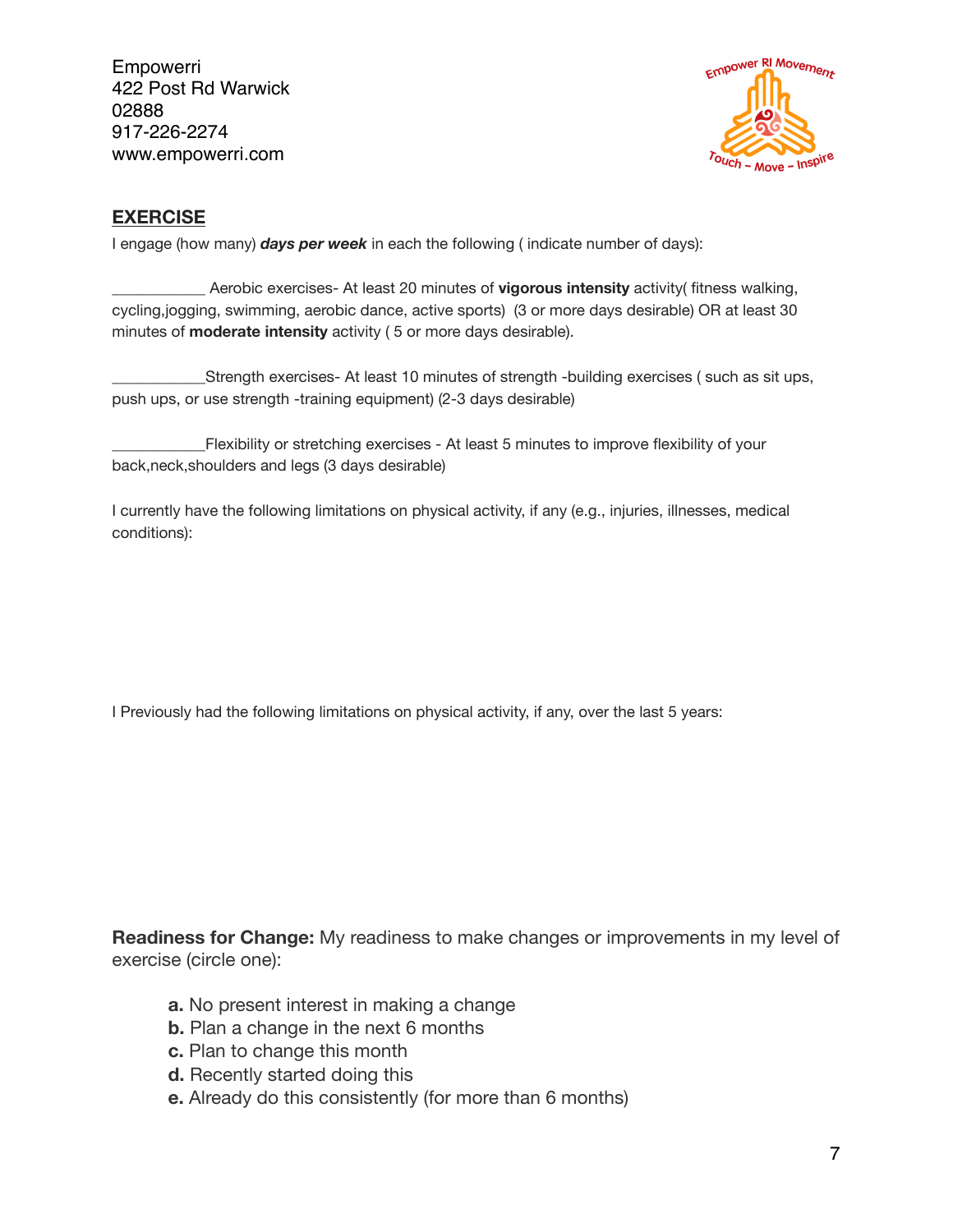Empowerri
422 Post Rd Warwick
02888
917-226-2274
www.empowerri.com

## EXERCISE

I engage (how many) ***days per week*** in each the following ( indicate number of days):

___________ Aerobic exercises- At least 20 minutes of **vigorous intensity** activity( fitness walking, cycling,jogging, swimming, aerobic dance, active sports) (3 or more days desirable) OR at least 30 minutes of **moderate intensity** activity ( 5 or more days desirable).

___________Strength exercises- At least 10 minutes of strength -building exercises ( such as sit ups, push ups, or use strength -training equipment) (2-3 days desirable)

___________Flexibility or stretching exercises - At least 5 minutes to improve flexibility of your back,neck,shoulders and legs (3 days desirable)

I currently have the following limitations on physical activity, if any (e.g., injuries, illnesses, medical conditions):

I Previously had the following limitations on physical activity, if any, over the last 5 years:

**Readiness for Change:** My readiness to make changes or improvements in my level of exercise (circle one):

- **a.** No present interest in making a change
- **b.** Plan a change in the next 6 months
- **c.** Plan to change this month
- **d.** Recently started doing this
- **e.** Already do this consistently (for more than 6 months)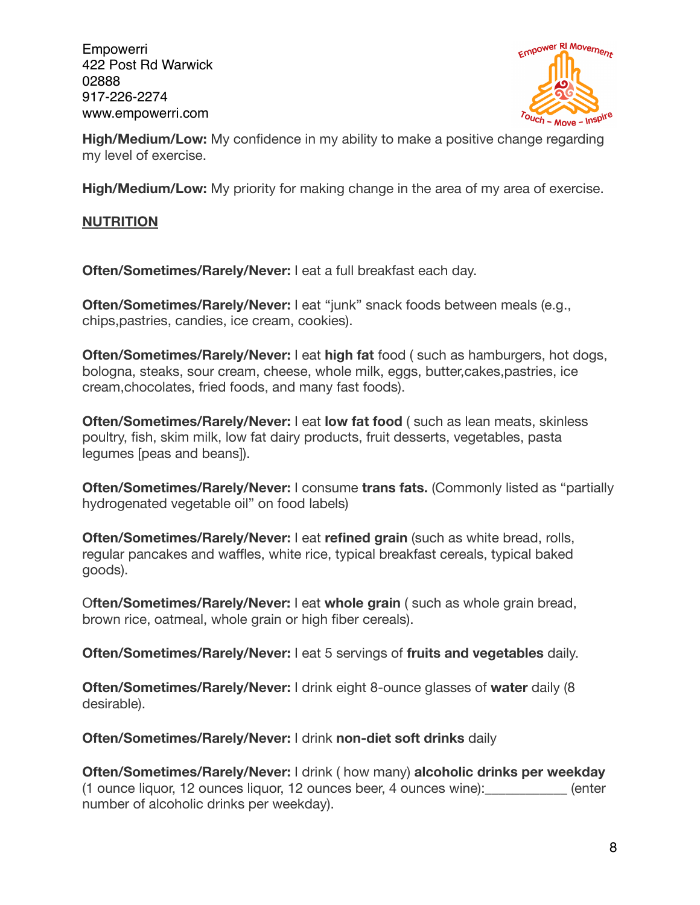Empowerri
422 Post Rd Warwick
02888
917-226-2274
www.empowerri.com

**High/Medium/Low:** My confidence in my ability to make a positive change regarding my level of exercise.

**High/Medium/Low:** My priority for making change in the area of my area of exercise.

**NUTRITION**

**Often/Sometimes/Rarely/Never:** I eat a full breakfast each day.

**Often/Sometimes/Rarely/Never:** I eat "junk" snack foods between meals (e.g., chips,pastries, candies, ice cream, cookies).

**Often/Sometimes/Rarely/Never:** I eat **high fat** food ( such as hamburgers, hot dogs, bologna, steaks, sour cream, cheese, whole milk, eggs, butter,cakes,pastries, ice cream,chocolates, fried foods, and many fast foods).

**Often/Sometimes/Rarely/Never:** I eat **low fat food** ( such as lean meats, skinless poultry, fish, skim milk, low fat dairy products, fruit desserts, vegetables, pasta legumes [peas and beans]).

**Often/Sometimes/Rarely/Never:** I consume **trans fats.** (Commonly listed as "partially hydrogenated vegetable oil" on food labels)

**Often/Sometimes/Rarely/Never:** I eat **refined grain** (such as white bread, rolls, regular pancakes and waffles, white rice, typical breakfast cereals, typical baked goods).

O**ften/Sometimes/Rarely/Never:** I eat **whole grain** ( such as whole grain bread, brown rice, oatmeal, whole grain or high fiber cereals).

**Often/Sometimes/Rarely/Never:** I eat 5 servings of **fruits and vegetables** daily.

**Often/Sometimes/Rarely/Never:** I drink eight 8-ounce glasses of **water** daily (8 desirable).

**Often/Sometimes/Rarely/Never:** I drink **non-diet soft drinks** daily

**Often/Sometimes/Rarely/Never:** I drink ( how many) **alcoholic drinks per weekday** (1 ounce liquor, 12 ounces liquor, 12 ounces beer, 4 ounces wine):___________ (enter number of alcoholic drinks per weekday).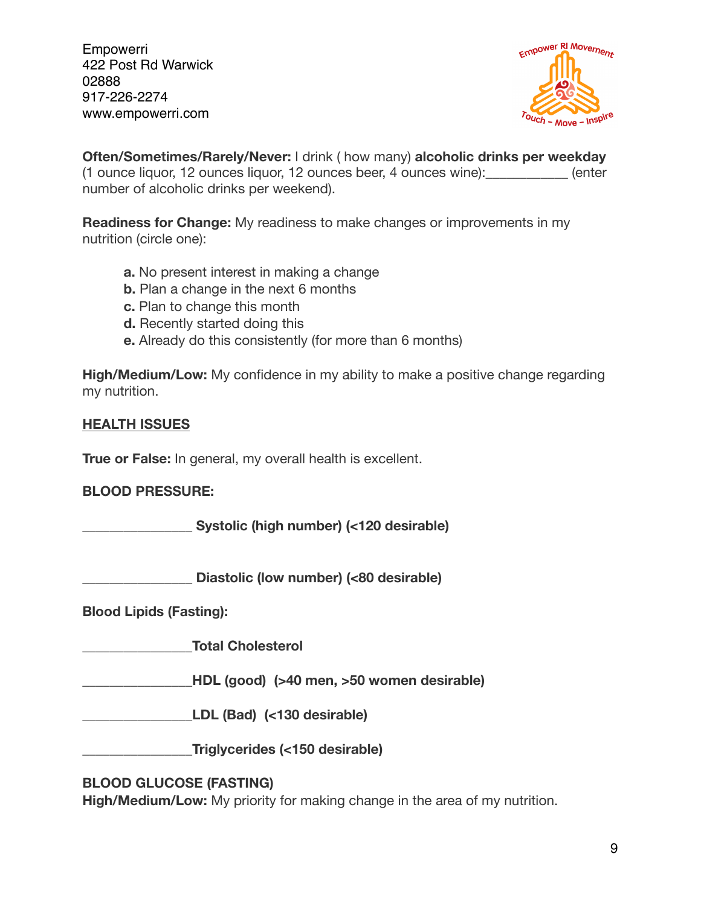Empowerri
422 Post Rd Warwick
02888
917-226-2274
www.empowerri.com

**Often/Sometimes/Rarely/Never:** I drink ( how many) **alcoholic drinks per weekday** (1 ounce liquor, 12 ounces liquor, 12 ounces beer, 4 ounces wine):___________ (enter number of alcoholic drinks per weekend).

**Readiness for Change:** My readiness to make changes or improvements in my nutrition (circle one):

- **a.** No present interest in making a change
- **b.** Plan a change in the next 6 months
- **c.** Plan to change this month
- **d.** Recently started doing this
- **e.** Already do this consistently (for more than 6 months)

**High/Medium/Low:** My confidence in my ability to make a positive change regarding my nutrition.

## HEALTH ISSUES

**True or False:** In general, my overall health is excellent.

**BLOOD PRESSURE:**

_______________ **Systolic (high number) (<120 desirable)**

_______________ **Diastolic (low number) (<80 desirable)**

**Blood Lipids (Fasting):**

_______________**Total Cholesterol**

_______________**HDL (good) (>40 men, >50 women desirable)**

_______________**LDL (Bad) (<130 desirable)**

_______________**Triglycerides (<150 desirable)**

**BLOOD GLUCOSE (FASTING)**

**High/Medium/Low:** My priority for making change in the area of my nutrition.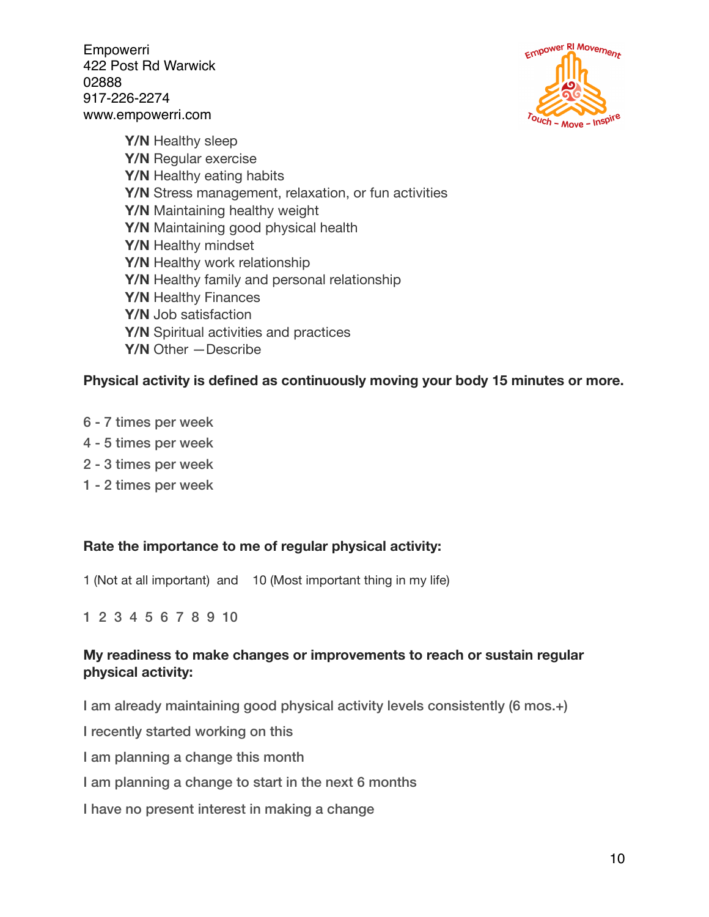Empowerri
422 Post Rd Warwick
02888
917-226-2274
www.empowerri.com

**Y/N** Healthy sleep
**Y/N** Regular exercise
**Y/N** Healthy eating habits
**Y/N** Stress management, relaxation, or fun activities
**Y/N** Maintaining healthy weight
**Y/N** Maintaining good physical health
**Y/N** Healthy mindset
**Y/N** Healthy work relationship
**Y/N** Healthy family and personal relationship
**Y/N** Healthy Finances
**Y/N** Job satisfaction
**Y/N** Spiritual activities and practices
**Y/N** Other —Describe

**Physical activity is defined as continuously moving your body 15 minutes or more.**

6 - 7 times per week
4 - 5 times per week
2 - 3 times per week
1 - 2 times per week

**Rate the importance to me of regular physical activity:**

1 (Not at all important) and 10 (Most important thing in my life)

1 2 3 4 5 6 7 8 9 10

**My readiness to make changes or improvements to reach or sustain regular physical activity:**

I am already maintaining good physical activity levels consistently (6 mos.+)

I recently started working on this

I am planning a change this month

I am planning a change to start in the next 6 months

I have no present interest in making a change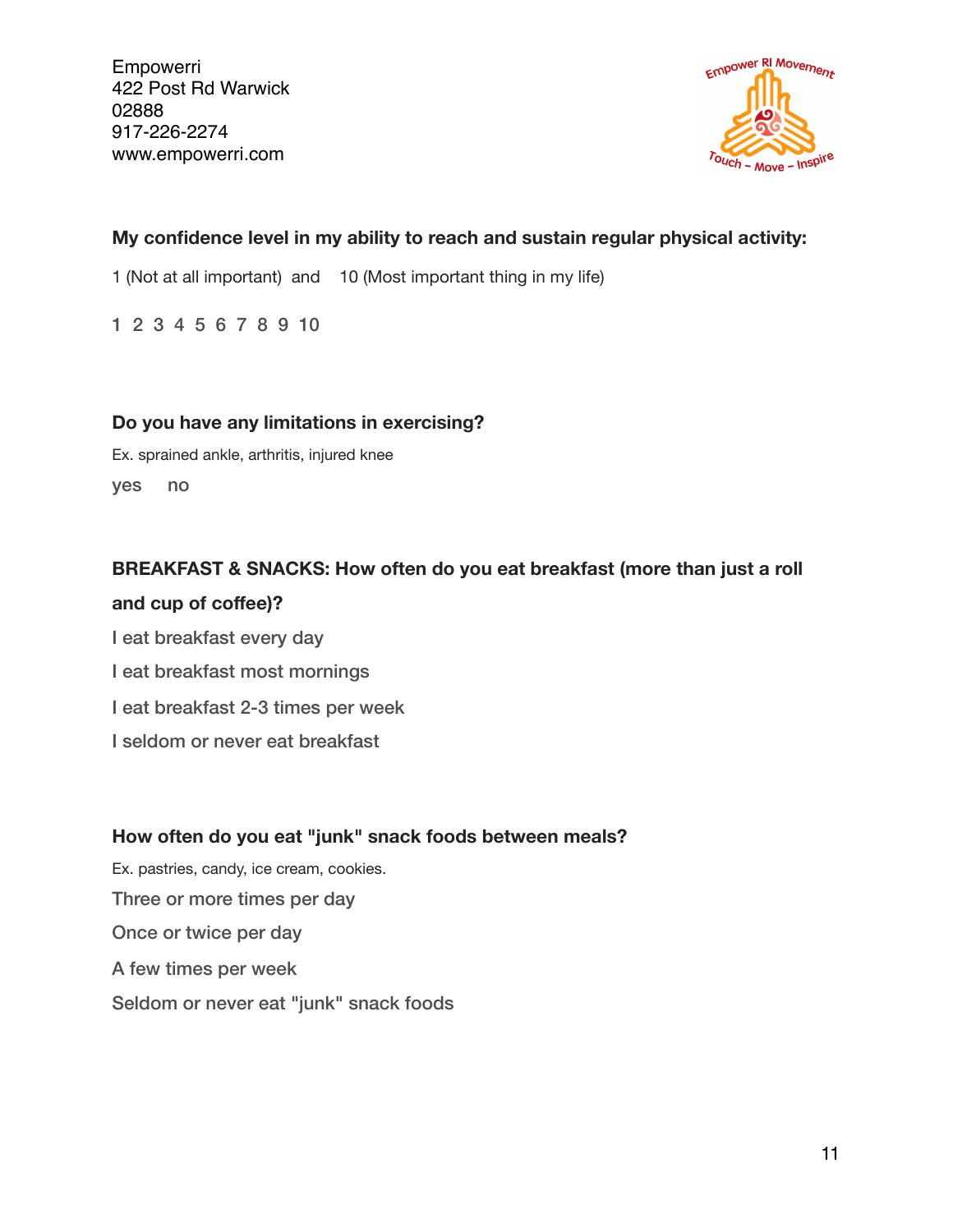Empowerri
422 Post Rd Warwick
02888
917-226-2274
www.empowerri.com

**My confidence level in my ability to reach and sustain regular physical activity:**

1 (Not at all important) and 10 (Most important thing in my life)

1 2 3 4 5 6 7 8 9 10

**Do you have any limitations in exercising?**

Ex. sprained ankle, arthritis, injured knee

yes no

**BREAKFAST & SNACKS: How often do you eat breakfast (more than just a roll and cup of coffee)?**

I eat breakfast every day

I eat breakfast most mornings

I eat breakfast 2-3 times per week

I seldom or never eat breakfast

**How often do you eat "junk" snack foods between meals?**

Ex. pastries, candy, ice cream, cookies.

Three or more times per day

Once or twice per day

A few times per week

Seldom or never eat "junk" snack foods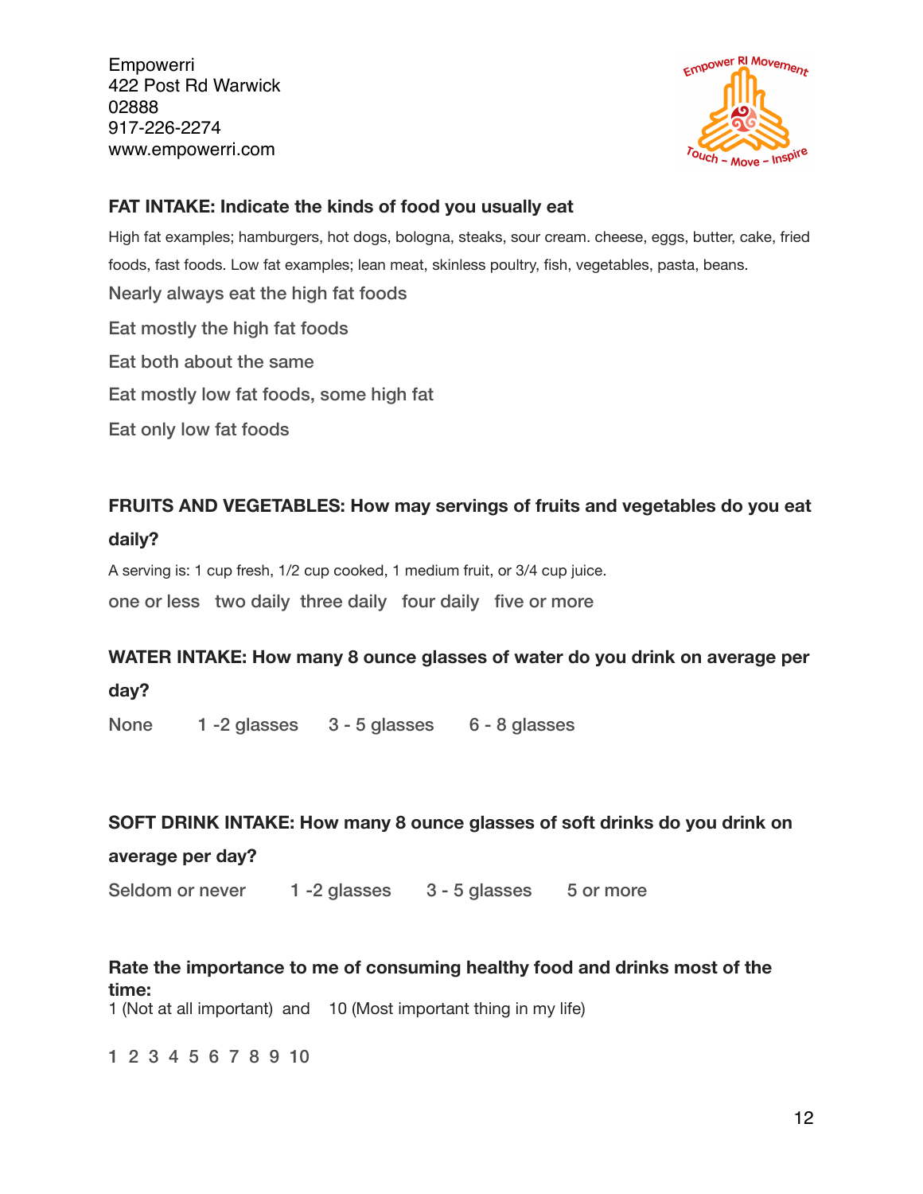Empowerri
422 Post Rd Warwick
02888
917-226-2274
www.empowerri.com

**FAT INTAKE: Indicate the kinds of food you usually eat**

High fat examples; hamburgers, hot dogs, bologna, steaks, sour cream. cheese, eggs, butter, cake, fried foods, fast foods. Low fat examples; lean meat, skinless poultry, fish, vegetables, pasta, beans.

Nearly always eat the high fat foods

Eat mostly the high fat foods

Eat both about the same

Eat mostly low fat foods, some high fat

Eat only low fat foods

**FRUITS AND VEGETABLES: How may servings of fruits and vegetables do you eat daily?**

A serving is: 1 cup fresh, 1/2 cup cooked, 1 medium fruit, or 3/4 cup juice.

one or less   two daily   three daily   four daily   five or more

**WATER INTAKE: How many 8 ounce glasses of water do you drink on average per day?**

None   1 -2 glasses   3 - 5 glasses   6 - 8 glasses

**SOFT DRINK INTAKE: How many 8 ounce glasses of soft drinks do you drink on average per day?**

Seldom or never   1 -2 glasses   3 - 5 glasses   5 or more

**Rate the importance to me of consuming healthy food and drinks most of the time:**

1 (Not at all important) and 10 (Most important thing in my life)

1 2 3 4 5 6 7 8 9 10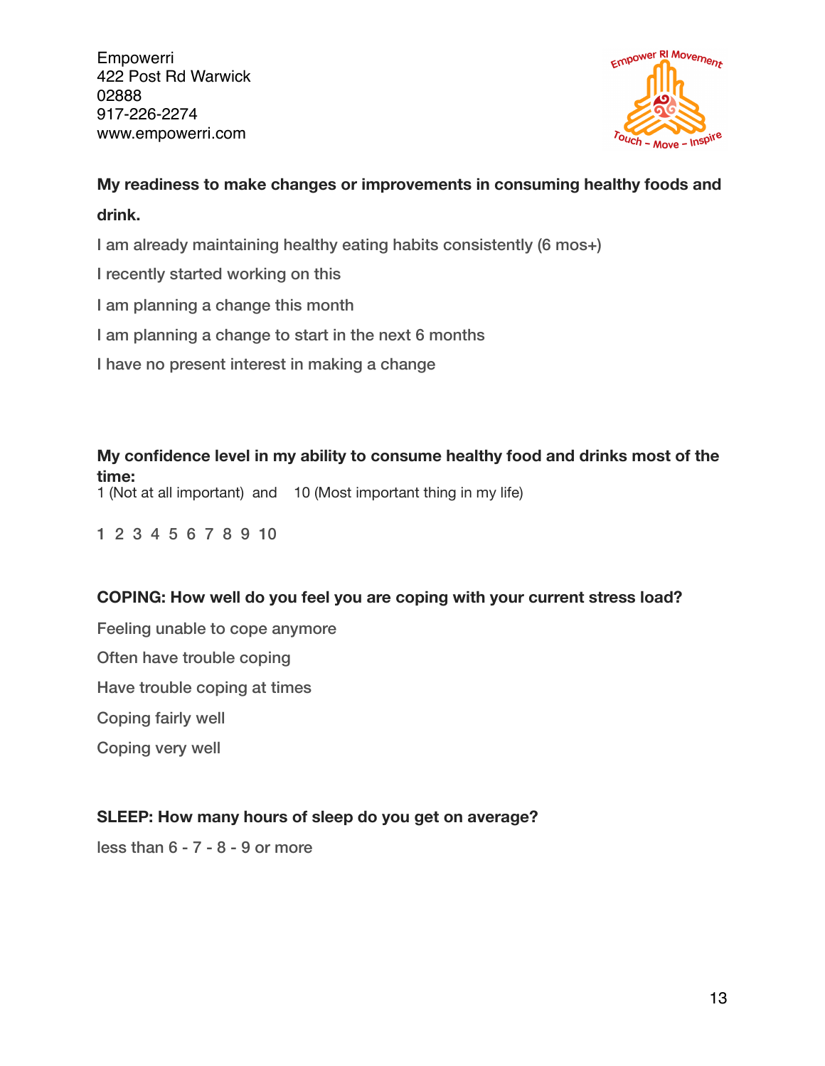Empowerri
422 Post Rd Warwick
02888
917-226-2274
www.empowerri.com

**My readiness to make changes or improvements in consuming healthy foods and drink.**

I am already maintaining healthy eating habits consistently (6 mos+)

I recently started working on this

I am planning a change this month

I am planning a change to start in the next 6 months

I have no present interest in making a change

**My confidence level in my ability to consume healthy food and drinks most of the time:**

1 (Not at all important) and 10 (Most important thing in my life)

1 2 3 4 5 6 7 8 9 10

**COPING: How well do you feel you are coping with your current stress load?**

Feeling unable to cope anymore

Often have trouble coping

Have trouble coping at times

Coping fairly well

Coping very well

**SLEEP: How many hours of sleep do you get on average?**

less than 6 - 7 - 8 - 9 or more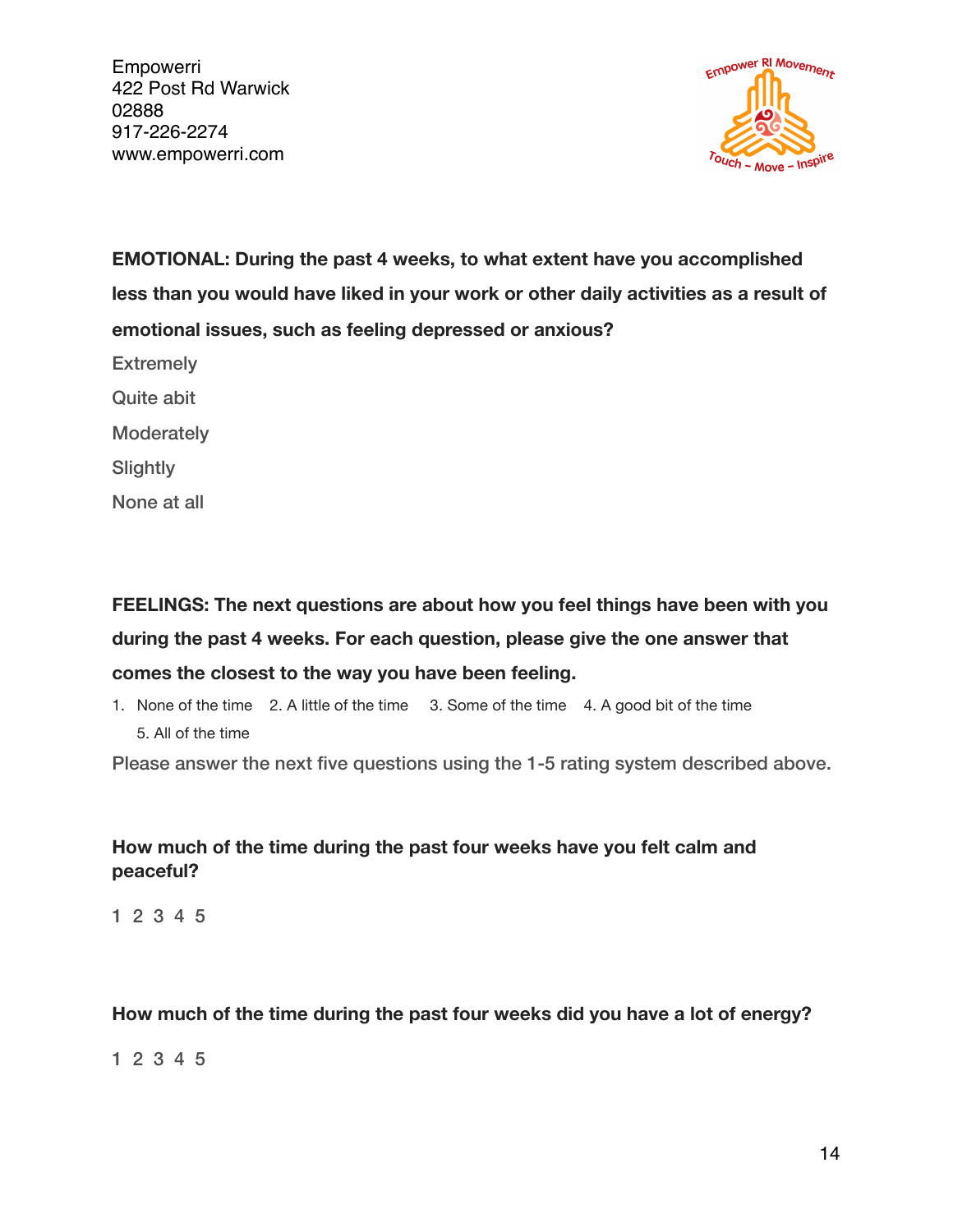Empowerri
422 Post Rd Warwick
02888
917-226-2274
www.empowerri.com

**EMOTIONAL: During the past 4 weeks, to what extent have you accomplished less than you would have liked in your work or other daily activities as a result of emotional issues, such as feeling depressed or anxious?**

Extremely

Quite abit

Moderately

Slightly

None at all

**FEELINGS: The next questions are about how you feel things have been with you during the past 4 weeks. For each question, please give the one answer that comes the closest to the way you have been feeling.**

1. None of the time 2. A little of the time 3. Some of the time 4. A good bit of the time 5. All of the time

Please answer the next five questions using the 1-5 rating system described above.

**How much of the time during the past four weeks have you felt calm and peaceful?**

1 2 3 4 5

**How much of the time during the past four weeks did you have a lot of energy?**

1 2 3 4 5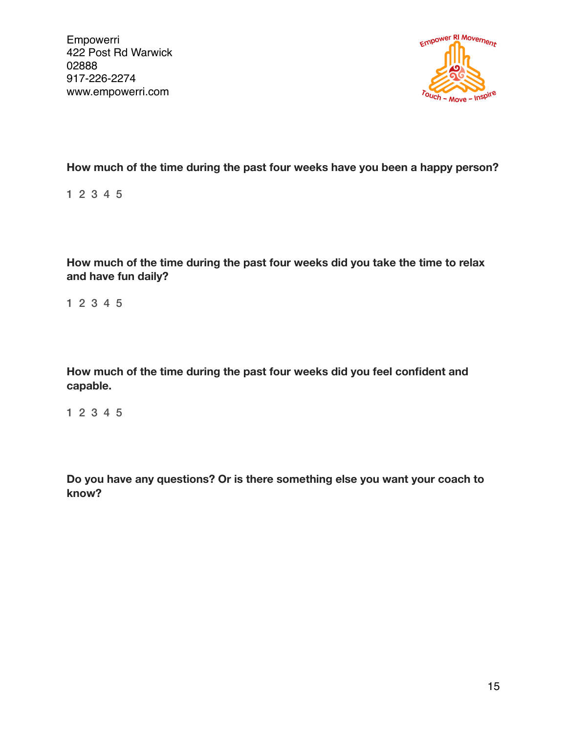Empowerri
422 Post Rd Warwick
02888
917-226-2274
www.empowerri.com

Empower RI Movement
Touch – Move – Inspire

**How much of the time during the past four weeks have you been a happy person?**

1 2 3 4 5

**How much of the time during the past four weeks did you take the time to relax and have fun daily?**

1 2 3 4 5

**How much of the time during the past four weeks did you feel confident and capable.**

1 2 3 4 5

**Do you have any questions? Or is there something else you want your coach to know?**